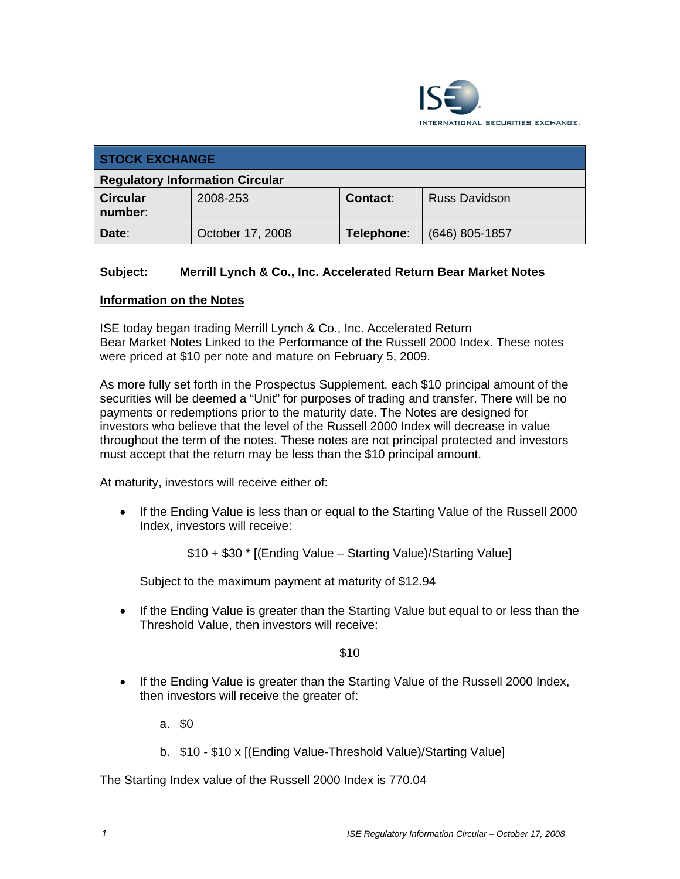ISE INTERNATIONAL SECURITIES EXCHANGE.

| STOCK EXCHANGE | | | |
|---|---|---|---|
| **Regulatory Information Circular** | | | |
| **Circular number**: | 2008-253 | **Contact**: | Russ Davidson |
| **Date**: | October 17, 2008 | **Telephone**: | (646) 805-1857 |

**Subject: Merrill Lynch & Co., Inc. Accelerated Return Bear Market Notes**

**Information on the Notes**

ISE today began trading Merrill Lynch & Co., Inc. Accelerated Return Bear Market Notes Linked to the Performance of the Russell 2000 Index. These notes were priced at $10 per note and mature on February 5, 2009.

As more fully set forth in the Prospectus Supplement, each $10 principal amount of the securities will be deemed a "Unit" for purposes of trading and transfer. There will be no payments or redemptions prior to the maturity date. The Notes are designed for investors who believe that the level of the Russell 2000 Index will decrease in value throughout the term of the notes. These notes are not principal protected and investors must accept that the return may be less than the $10 principal amount.

At maturity, investors will receive either of:

- If the Ending Value is less than or equal to the Starting Value of the Russell 2000 Index, investors will receive:

  $$\$10 + \$30 * [(\text{Ending Value} - \text{Starting Value})/\text{Starting Value}]$$

  Subject to the maximum payment at maturity of $12.94

- If the Ending Value is greater than the Starting Value but equal to or less than the Threshold Value, then investors will receive:

  $10

- If the Ending Value is greater than the Starting Value of the Russell 2000 Index, then investors will receive the greater of:

  a. $0

  b. $\$10 - \$10 \times [(\text{Ending Value} - \text{Threshold Value})/\text{Starting Value}]$

The Starting Index value of the Russell 2000 Index is 770.04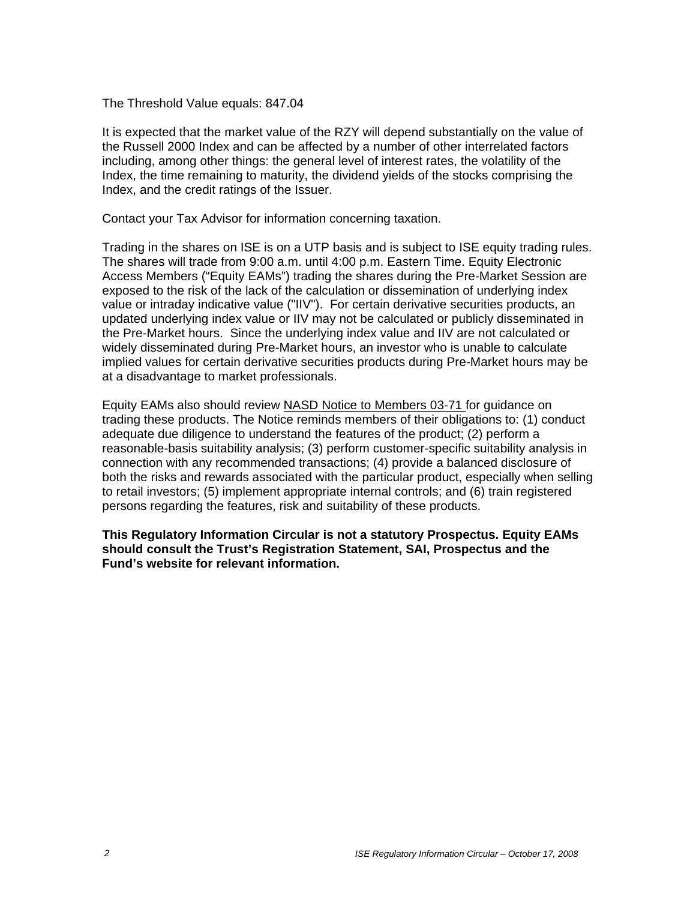The Threshold Value equals: 847.04

It is expected that the market value of the RZY will depend substantially on the value of the Russell 2000 Index and can be affected by a number of other interrelated factors including, among other things: the general level of interest rates, the volatility of the Index, the time remaining to maturity, the dividend yields of the stocks comprising the Index, and the credit ratings of the Issuer.

Contact your Tax Advisor for information concerning taxation.

Trading in the shares on ISE is on a UTP basis and is subject to ISE equity trading rules. The shares will trade from 9:00 a.m. until 4:00 p.m. Eastern Time. Equity Electronic Access Members ("Equity EAMs") trading the shares during the Pre-Market Session are exposed to the risk of the lack of the calculation or dissemination of underlying index value or intraday indicative value ("IIV"). For certain derivative securities products, an updated underlying index value or IIV may not be calculated or publicly disseminated in the Pre-Market hours. Since the underlying index value and IIV are not calculated or widely disseminated during Pre-Market hours, an investor who is unable to calculate implied values for certain derivative securities products during Pre-Market hours may be at a disadvantage to market professionals.

Equity EAMs also should review NASD Notice to Members 03-71 for guidance on trading these products. The Notice reminds members of their obligations to: (1) conduct adequate due diligence to understand the features of the product; (2) perform a reasonable-basis suitability analysis; (3) perform customer-specific suitability analysis in connection with any recommended transactions; (4) provide a balanced disclosure of both the risks and rewards associated with the particular product, especially when selling to retail investors; (5) implement appropriate internal controls; and (6) train registered persons regarding the features, risk and suitability of these products.

**This Regulatory Information Circular is not a statutory Prospectus. Equity EAMs should consult the Trust's Registration Statement, SAI, Prospectus and the Fund's website for relevant information.**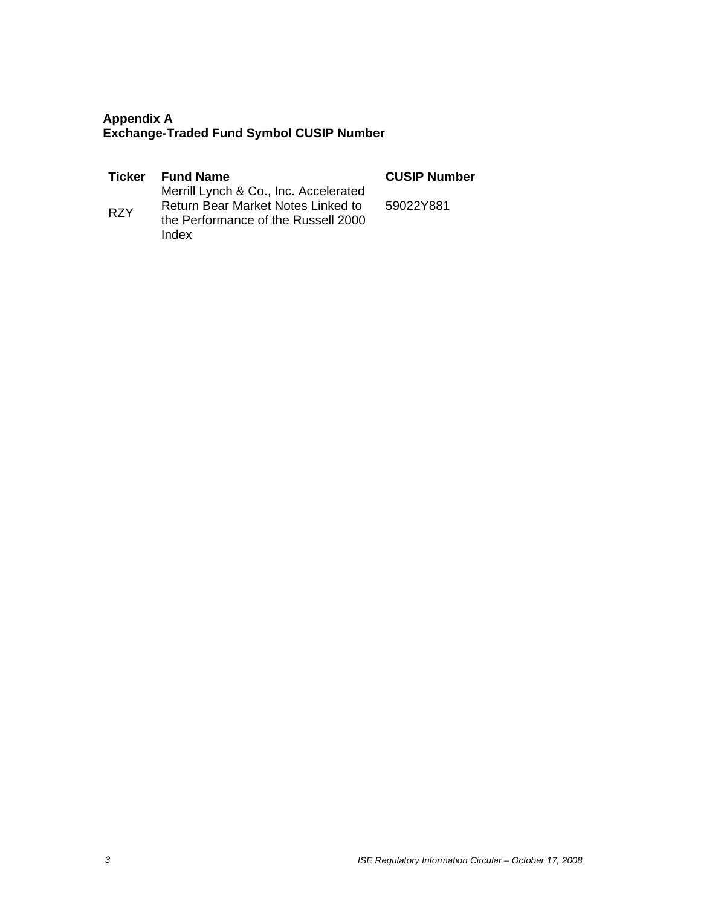**Appendix A**
**Exchange-Traded Fund Symbol CUSIP Number**

| Ticker | Fund Name | CUSIP Number |
|---|---|---|
| RZY | Merrill Lynch & Co., Inc. Accelerated Return Bear Market Notes Linked to the Performance of the Russell 2000 Index | 59022Y881 |